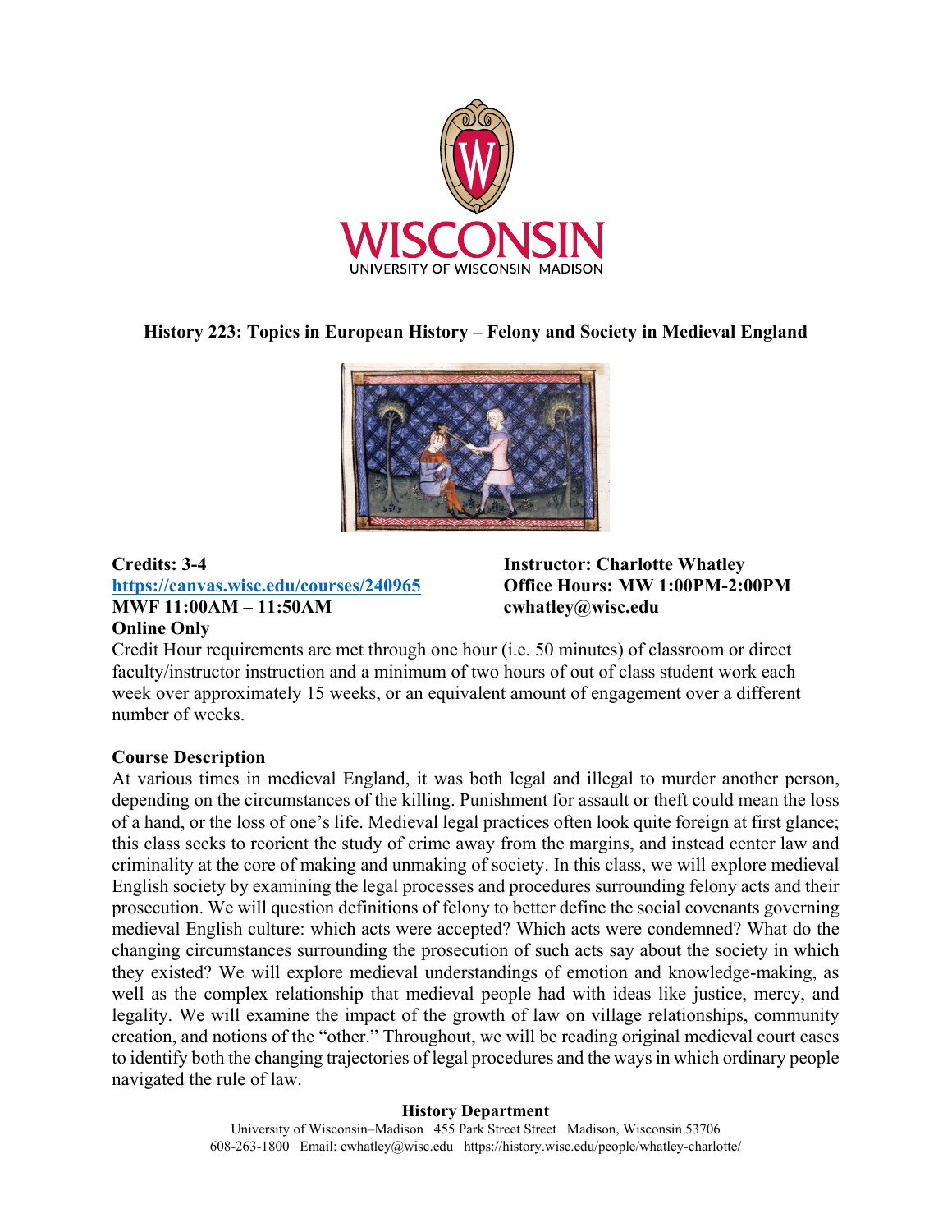# History 223: Topics in European History – Felony and Society in Medieval England

**Credits: 3-4**
**https://canvas.wisc.edu/courses/240965**
**MWF 11:00AM – 11:50AM**
**Online Only**

**Instructor: Charlotte Whatley**
**Office Hours: MW 1:00PM-2:00PM**
**cwhatley@wisc.edu**

Credit Hour requirements are met through one hour (i.e. 50 minutes) of classroom or direct faculty/instructor instruction and a minimum of two hours of out of class student work each week over approximately 15 weeks, or an equivalent amount of engagement over a different number of weeks.

## Course Description

At various times in medieval England, it was both legal and illegal to murder another person, depending on the circumstances of the killing. Punishment for assault or theft could mean the loss of a hand, or the loss of one's life. Medieval legal practices often look quite foreign at first glance; this class seeks to reorient the study of crime away from the margins, and instead center law and criminality at the core of making and unmaking of society. In this class, we will explore medieval English society by examining the legal processes and procedures surrounding felony acts and their prosecution. We will question definitions of felony to better define the social covenants governing medieval English culture: which acts were accepted? Which acts were condemned? What do the changing circumstances surrounding the prosecution of such acts say about the society in which they existed? We will explore medieval understandings of emotion and knowledge-making, as well as the complex relationship that medieval people had with ideas like justice, mercy, and legality. We will examine the impact of the growth of law on village relationships, community creation, and notions of the "other." Throughout, we will be reading original medieval court cases to identify both the changing trajectories of legal procedures and the ways in which ordinary people navigated the rule of law.

**History Department**
University of Wisconsin–Madison 455 Park Street Street Madison, Wisconsin 53706
608-263-1800 Email: cwhatley@wisc.edu https://history.wisc.edu/people/whatley-charlotte/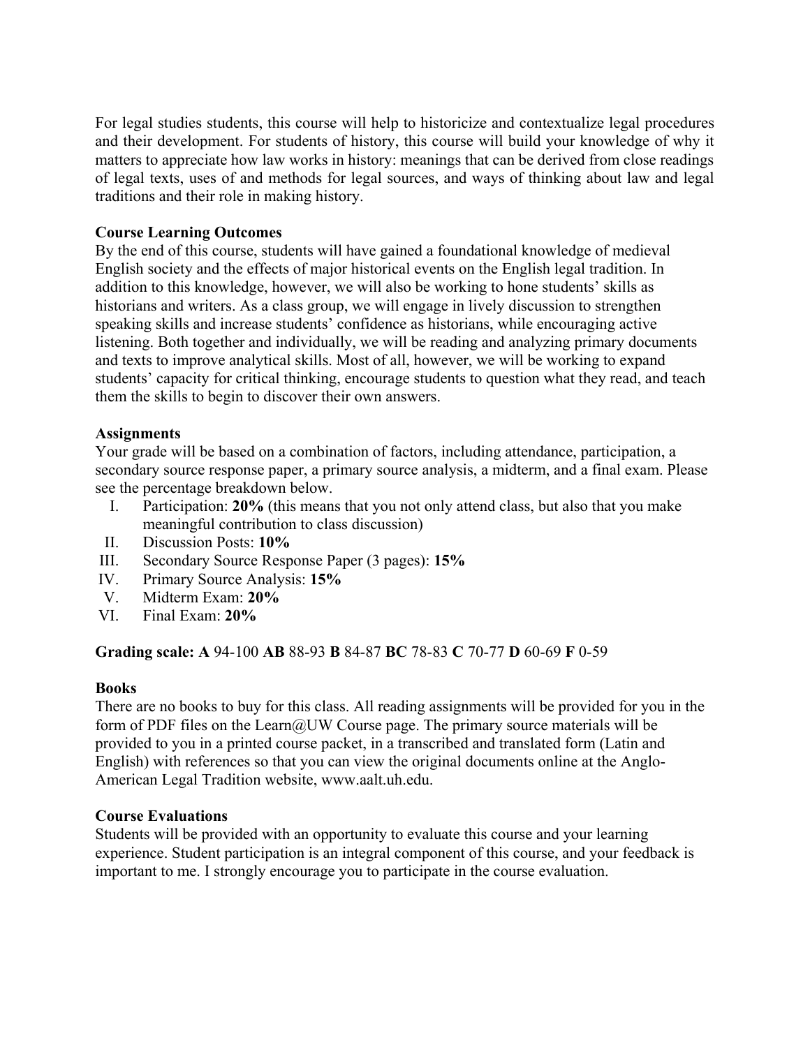For legal studies students, this course will help to historicize and contextualize legal procedures and their development. For students of history, this course will build your knowledge of why it matters to appreciate how law works in history: meanings that can be derived from close readings of legal texts, uses of and methods for legal sources, and ways of thinking about law and legal traditions and their role in making history.

**Course Learning Outcomes**

By the end of this course, students will have gained a foundational knowledge of medieval English society and the effects of major historical events on the English legal tradition. In addition to this knowledge, however, we will also be working to hone students' skills as historians and writers. As a class group, we will engage in lively discussion to strengthen speaking skills and increase students' confidence as historians, while encouraging active listening. Both together and individually, we will be reading and analyzing primary documents and texts to improve analytical skills. Most of all, however, we will be working to expand students' capacity for critical thinking, encourage students to question what they read, and teach them the skills to begin to discover their own answers.

**Assignments**

Your grade will be based on a combination of factors, including attendance, participation, a secondary source response paper, a primary source analysis, a midterm, and a final exam. Please see the percentage breakdown below.

I. Participation: **20%** (this means that you not only attend class, but also that you make meaningful contribution to class discussion)
II. Discussion Posts: **10%**
III. Secondary Source Response Paper (3 pages): **15%**
IV. Primary Source Analysis: **15%**
V. Midterm Exam: **20%**
VI. Final Exam: **20%**

**Grading scale: A** 94-100 **AB** 88-93 **B** 84-87 **BC** 78-83 **C** 70-77 **D** 60-69 **F** 0-59

**Books**

There are no books to buy for this class. All reading assignments will be provided for you in the form of PDF files on the Learn@UW Course page. The primary source materials will be provided to you in a printed course packet, in a transcribed and translated form (Latin and English) with references so that you can view the original documents online at the Anglo-American Legal Tradition website, www.aalt.uh.edu.

**Course Evaluations**

Students will be provided with an opportunity to evaluate this course and your learning experience. Student participation is an integral component of this course, and your feedback is important to me. I strongly encourage you to participate in the course evaluation.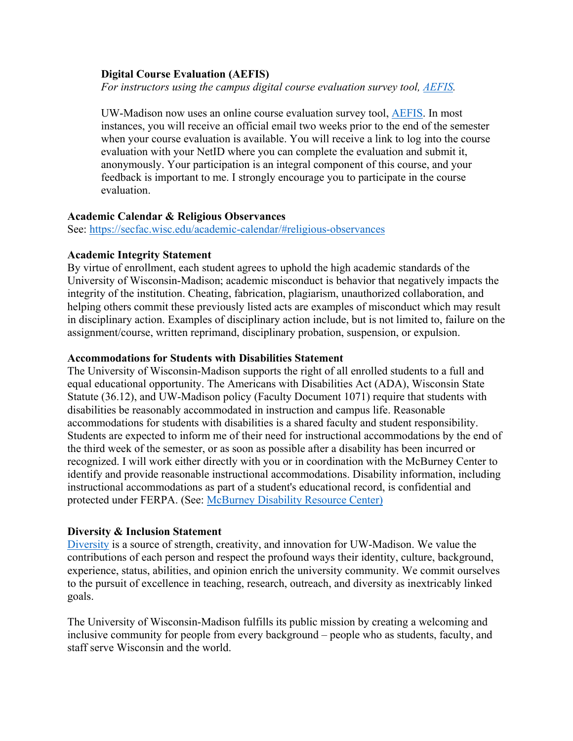**Digital Course Evaluation (AEFIS)**
*For instructors using the campus digital course evaluation survey tool, [AEFIS](AEFIS).*

UW-Madison now uses an online course evaluation survey tool, [AEFIS](AEFIS). In most instances, you will receive an official email two weeks prior to the end of the semester when your course evaluation is available. You will receive a link to log into the course evaluation with your NetID where you can complete the evaluation and submit it, anonymously. Your participation is an integral component of this course, and your feedback is important to me. I strongly encourage you to participate in the course evaluation.

**Academic Calendar & Religious Observances**
See: https://secfac.wisc.edu/academic-calendar/#religious-observances

**Academic Integrity Statement**
By virtue of enrollment, each student agrees to uphold the high academic standards of the University of Wisconsin-Madison; academic misconduct is behavior that negatively impacts the integrity of the institution. Cheating, fabrication, plagiarism, unauthorized collaboration, and helping others commit these previously listed acts are examples of misconduct which may result in disciplinary action. Examples of disciplinary action include, but is not limited to, failure on the assignment/course, written reprimand, disciplinary probation, suspension, or expulsion.

**Accommodations for Students with Disabilities Statement**
The University of Wisconsin-Madison supports the right of all enrolled students to a full and equal educational opportunity. The Americans with Disabilities Act (ADA), Wisconsin State Statute (36.12), and UW-Madison policy (Faculty Document 1071) require that students with disabilities be reasonably accommodated in instruction and campus life. Reasonable accommodations for students with disabilities is a shared faculty and student responsibility. Students are expected to inform me of their need for instructional accommodations by the end of the third week of the semester, or as soon as possible after a disability has been incurred or recognized. I will work either directly with you or in coordination with the McBurney Center to identify and provide reasonable instructional accommodations. Disability information, including instructional accommodations as part of a student's educational record, is confidential and protected under FERPA. (See: McBurney Disability Resource Center)

**Diversity & Inclusion Statement**
Diversity is a source of strength, creativity, and innovation for UW-Madison. We value the contributions of each person and respect the profound ways their identity, culture, background, experience, status, abilities, and opinion enrich the university community. We commit ourselves to the pursuit of excellence in teaching, research, outreach, and diversity as inextricably linked goals.

The University of Wisconsin-Madison fulfills its public mission by creating a welcoming and inclusive community for people from every background – people who as students, faculty, and staff serve Wisconsin and the world.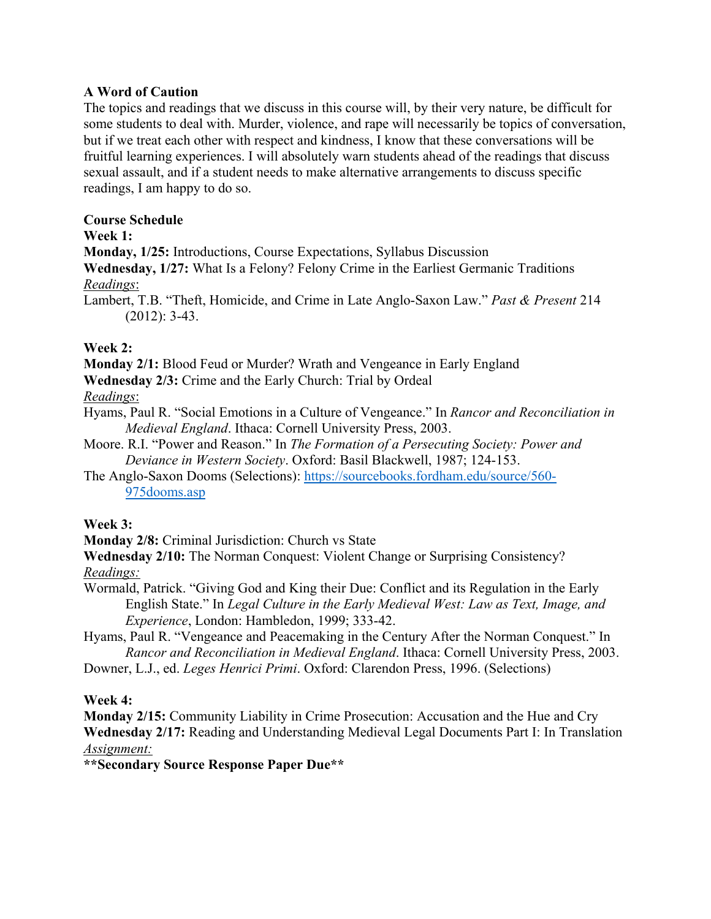**A Word of Caution**

The topics and readings that we discuss in this course will, by their very nature, be difficult for some students to deal with. Murder, violence, and rape will necessarily be topics of conversation, but if we treat each other with respect and kindness, I know that these conversations will be fruitful learning experiences. I will absolutely warn students ahead of the readings that discuss sexual assault, and if a student needs to make alternative arrangements to discuss specific readings, I am happy to do so.

**Course Schedule**

**Week 1:**

**Monday, 1/25:** Introductions, Course Expectations, Syllabus Discussion

**Wednesday, 1/27:** What Is a Felony? Felony Crime in the Earliest Germanic Traditions

<u>*Readings*</u>:

Lambert, T.B. "Theft, Homicide, and Crime in Late Anglo-Saxon Law." *Past & Present* 214 (2012): 3-43.

**Week 2:**

**Monday 2/1:** Blood Feud or Murder? Wrath and Vengeance in Early England

**Wednesday 2/3:** Crime and the Early Church: Trial by Ordeal

<u>*Readings*</u>:

Hyams, Paul R. "Social Emotions in a Culture of Vengeance." In *Rancor and Reconciliation in Medieval England*. Ithaca: Cornell University Press, 2003.

Moore. R.I. "Power and Reason." In *The Formation of a Persecuting Society: Power and Deviance in Western Society*. Oxford: Basil Blackwell, 1987; 124-153.

The Anglo-Saxon Dooms (Selections): [https://sourcebooks.fordham.edu/source/560-975dooms.asp](https://sourcebooks.fordham.edu/source/560-975dooms.asp)

**Week 3:**

**Monday 2/8:** Criminal Jurisdiction: Church vs State

**Wednesday 2/10:** The Norman Conquest: Violent Change or Surprising Consistency?

<u>*Readings:*</u>

Wormald, Patrick. "Giving God and King their Due: Conflict and its Regulation in the Early English State." In *Legal Culture in the Early Medieval West: Law as Text, Image, and Experience*, London: Hambledon, 1999; 333-42.

Hyams, Paul R. "Vengeance and Peacemaking in the Century After the Norman Conquest." In *Rancor and Reconciliation in Medieval England*. Ithaca: Cornell University Press, 2003.

Downer, L.J., ed. *Leges Henrici Primi*. Oxford: Clarendon Press, 1996. (Selections)

**Week 4:**

**Monday 2/15:** Community Liability in Crime Prosecution: Accusation and the Hue and Cry

**Wednesday 2/17:** Reading and Understanding Medieval Legal Documents Part I: In Translation

<u>*Assignment:*</u>

**\*\*Secondary Source Response Paper Due\*\***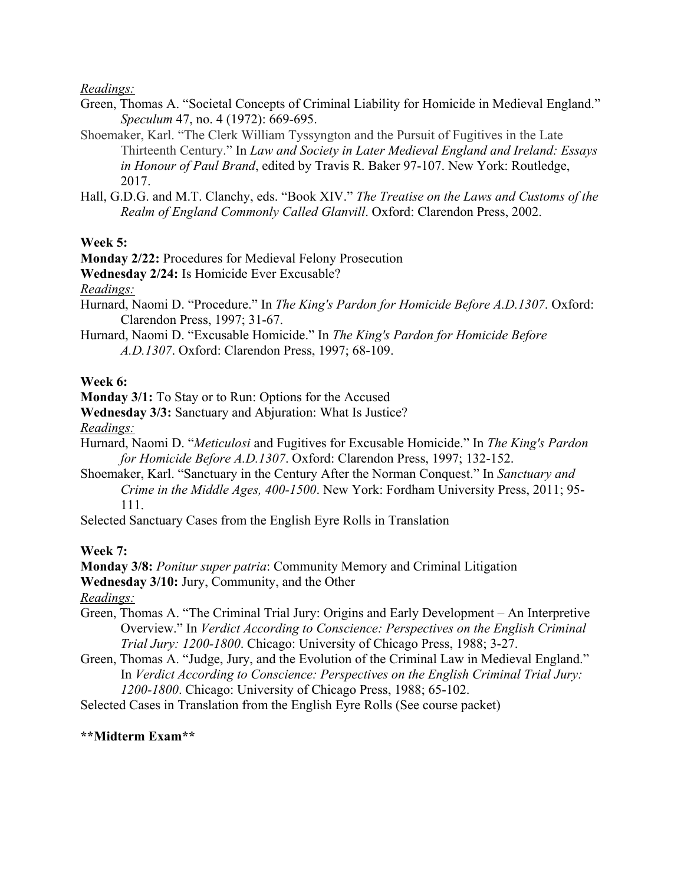*Readings:*

Green, Thomas A. "Societal Concepts of Criminal Liability for Homicide in Medieval England." *Speculum* 47, no. 4 (1972): 669-695.

Shoemaker, Karl. "The Clerk William Tyssyngton and the Pursuit of Fugitives in the Late Thirteenth Century." In *Law and Society in Later Medieval England and Ireland: Essays in Honour of Paul Brand*, edited by Travis R. Baker 97-107. New York: Routledge, 2017.

Hall, G.D.G. and M.T. Clanchy, eds. "Book XIV." *The Treatise on the Laws and Customs of the Realm of England Commonly Called Glanvill*. Oxford: Clarendon Press, 2002.

**Week 5:**

**Monday 2/22:** Procedures for Medieval Felony Prosecution

**Wednesday 2/24:** Is Homicide Ever Excusable?

*Readings:*

Hurnard, Naomi D. "Procedure." In *The King's Pardon for Homicide Before A.D.1307*. Oxford: Clarendon Press, 1997; 31-67.

Hurnard, Naomi D. "Excusable Homicide." In *The King's Pardon for Homicide Before A.D.1307*. Oxford: Clarendon Press, 1997; 68-109.

**Week 6:**

**Monday 3/1:** To Stay or to Run: Options for the Accused

**Wednesday 3/3:** Sanctuary and Abjuration: What Is Justice?

*Readings:*

Hurnard, Naomi D. "*Meticulosi* and Fugitives for Excusable Homicide." In *The King's Pardon for Homicide Before A.D.1307*. Oxford: Clarendon Press, 1997; 132-152.

Shoemaker, Karl. "Sanctuary in the Century After the Norman Conquest." In *Sanctuary and Crime in the Middle Ages, 400-1500*. New York: Fordham University Press, 2011; 95-111.

Selected Sanctuary Cases from the English Eyre Rolls in Translation

**Week 7:**

**Monday 3/8:** *Ponitur super patria*: Community Memory and Criminal Litigation

**Wednesday 3/10:** Jury, Community, and the Other

*Readings:*

Green, Thomas A. "The Criminal Trial Jury: Origins and Early Development – An Interpretive Overview." In *Verdict According to Conscience: Perspectives on the English Criminal Trial Jury: 1200-1800*. Chicago: University of Chicago Press, 1988; 3-27.

Green, Thomas A. "Judge, Jury, and the Evolution of the Criminal Law in Medieval England." In *Verdict According to Conscience: Perspectives on the English Criminal Trial Jury: 1200-1800*. Chicago: University of Chicago Press, 1988; 65-102.

Selected Cases in Translation from the English Eyre Rolls (See course packet)

****Midterm Exam****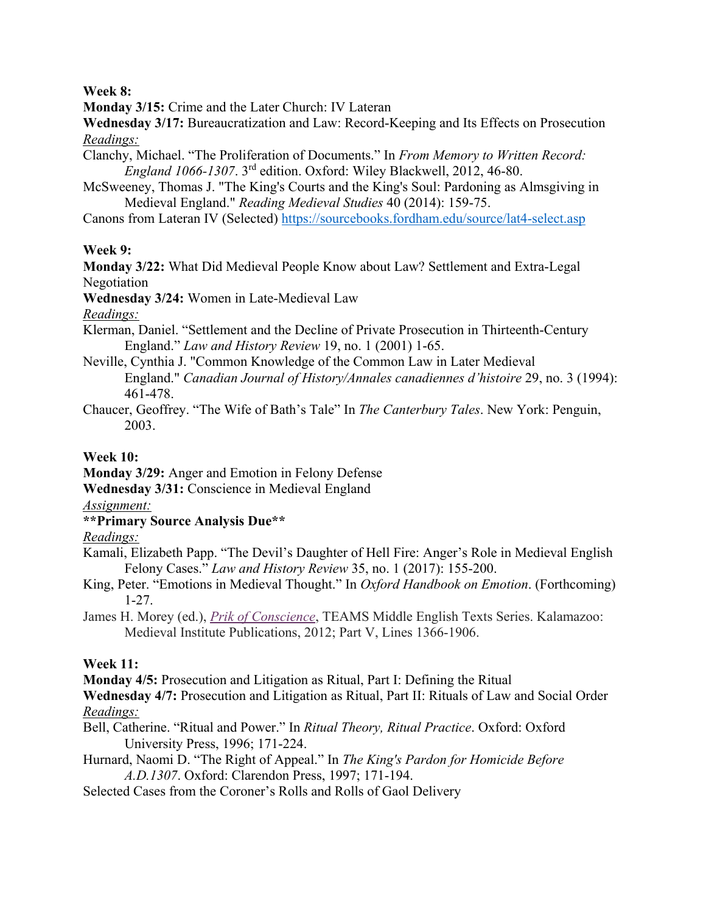**Week 8:**

**Monday 3/15:** Crime and the Later Church: IV Lateran

**Wednesday 3/17:** Bureaucratization and Law: Record-Keeping and Its Effects on Prosecution

*Readings:*

Clanchy, Michael. "The Proliferation of Documents." In *From Memory to Written Record: England 1066-1307*. 3rd edition. Oxford: Wiley Blackwell, 2012, 46-80.

McSweeney, Thomas J. "The King's Courts and the King's Soul: Pardoning as Almsgiving in Medieval England." *Reading Medieval Studies* 40 (2014): 159-75.

Canons from Lateran IV (Selected) https://sourcebooks.fordham.edu/source/lat4-select.asp

**Week 9:**

**Monday 3/22:** What Did Medieval People Know about Law? Settlement and Extra-Legal Negotiation

**Wednesday 3/24:** Women in Late-Medieval Law

*Readings:*

Klerman, Daniel. "Settlement and the Decline of Private Prosecution in Thirteenth-Century England." *Law and History Review* 19, no. 1 (2001) 1-65.

Neville, Cynthia J. "Common Knowledge of the Common Law in Later Medieval England." *Canadian Journal of History/Annales canadiennes d'histoire* 29, no. 3 (1994): 461-478.

Chaucer, Geoffrey. "The Wife of Bath's Tale" In *The Canterbury Tales*. New York: Penguin, 2003.

**Week 10:**

**Monday 3/29:** Anger and Emotion in Felony Defense

**Wednesday 3/31:** Conscience in Medieval England

*Assignment:*

**\*\*Primary Source Analysis Due\*\***

*Readings:*

Kamali, Elizabeth Papp. "The Devil's Daughter of Hell Fire: Anger's Role in Medieval English Felony Cases." *Law and History Review* 35, no. 1 (2017): 155-200.

King, Peter. "Emotions in Medieval Thought." In *Oxford Handbook on Emotion*. (Forthcoming) 1-27.

James H. Morey (ed.), *Prik of Conscience*, TEAMS Middle English Texts Series. Kalamazoo: Medieval Institute Publications, 2012; Part V, Lines 1366-1906.

**Week 11:**

**Monday 4/5:** Prosecution and Litigation as Ritual, Part I: Defining the Ritual

**Wednesday 4/7:** Prosecution and Litigation as Ritual, Part II: Rituals of Law and Social Order

*Readings:*

Bell, Catherine. "Ritual and Power." In *Ritual Theory, Ritual Practice*. Oxford: Oxford University Press, 1996; 171-224.

Hurnard, Naomi D. "The Right of Appeal." In *The King's Pardon for Homicide Before A.D.1307*. Oxford: Clarendon Press, 1997; 171-194.

Selected Cases from the Coroner's Rolls and Rolls of Gaol Delivery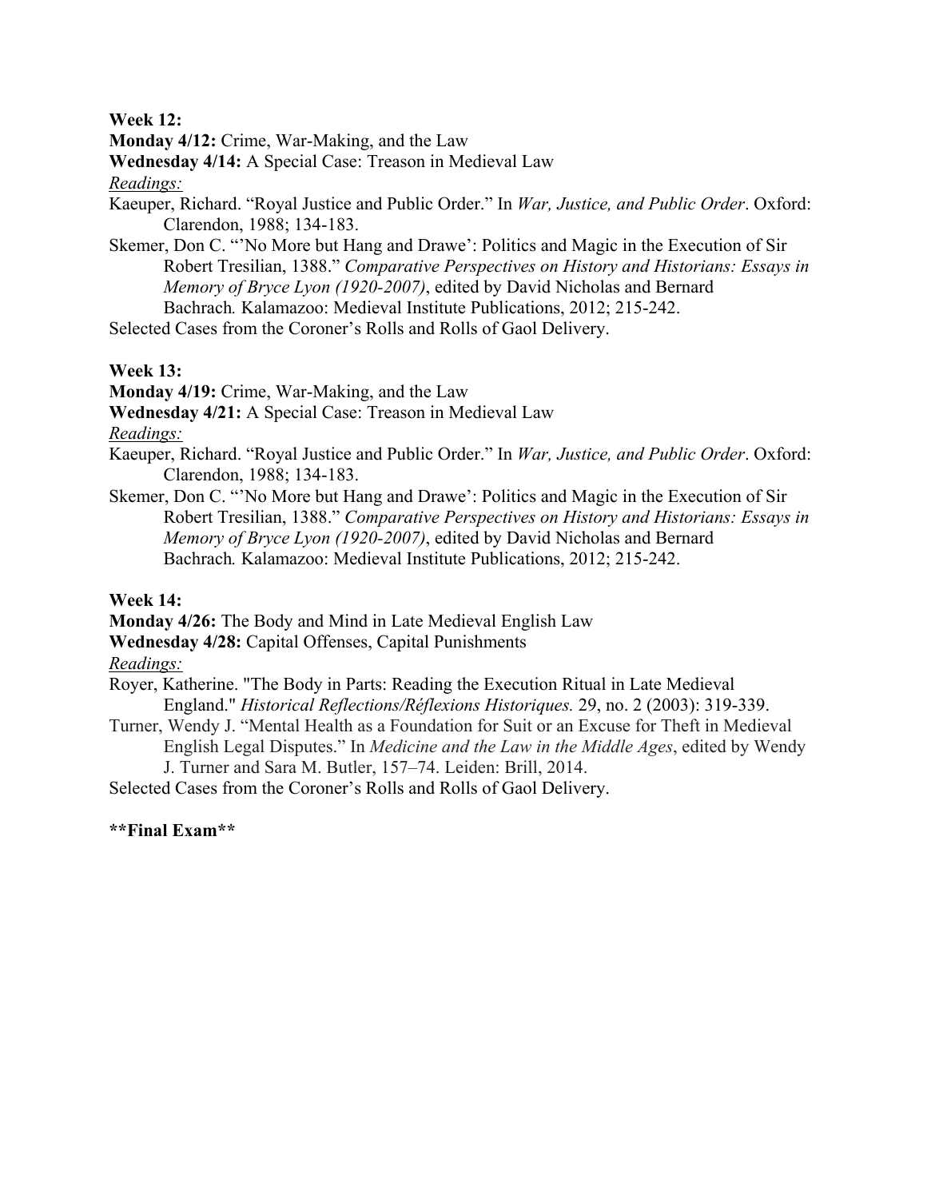**Week 12:**

**Monday 4/12:** Crime, War-Making, and the Law

**Wednesday 4/14:** A Special Case: Treason in Medieval Law

*Readings:*

Kaeuper, Richard. "Royal Justice and Public Order." In *War, Justice, and Public Order*. Oxford: Clarendon, 1988; 134-183.

Skemer, Don C. "'No More but Hang and Drawe': Politics and Magic in the Execution of Sir Robert Tresilian, 1388." *Comparative Perspectives on History and Historians: Essays in Memory of Bryce Lyon (1920-2007)*, edited by David Nicholas and Bernard Bachrach*.* Kalamazoo: Medieval Institute Publications, 2012; 215-242.

Selected Cases from the Coroner's Rolls and Rolls of Gaol Delivery.

**Week 13:**

**Monday 4/19:** Crime, War-Making, and the Law

**Wednesday 4/21:** A Special Case: Treason in Medieval Law

*Readings:*

Kaeuper, Richard. "Royal Justice and Public Order." In *War, Justice, and Public Order*. Oxford: Clarendon, 1988; 134-183.

Skemer, Don C. "'No More but Hang and Drawe': Politics and Magic in the Execution of Sir Robert Tresilian, 1388." *Comparative Perspectives on History and Historians: Essays in Memory of Bryce Lyon (1920-2007)*, edited by David Nicholas and Bernard Bachrach*.* Kalamazoo: Medieval Institute Publications, 2012; 215-242.

**Week 14:**

**Monday 4/26:** The Body and Mind in Late Medieval English Law

**Wednesday 4/28:** Capital Offenses, Capital Punishments

*Readings:*

Royer, Katherine. "The Body in Parts: Reading the Execution Ritual in Late Medieval England." *Historical Reflections/Réflexions Historiques.* 29, no. 2 (2003): 319-339.

Turner, Wendy J. "Mental Health as a Foundation for Suit or an Excuse for Theft in Medieval English Legal Disputes." In *Medicine and the Law in the Middle Ages*, edited by Wendy J. Turner and Sara M. Butler, 157–74. Leiden: Brill, 2014.

Selected Cases from the Coroner's Rolls and Rolls of Gaol Delivery.

****Final Exam****